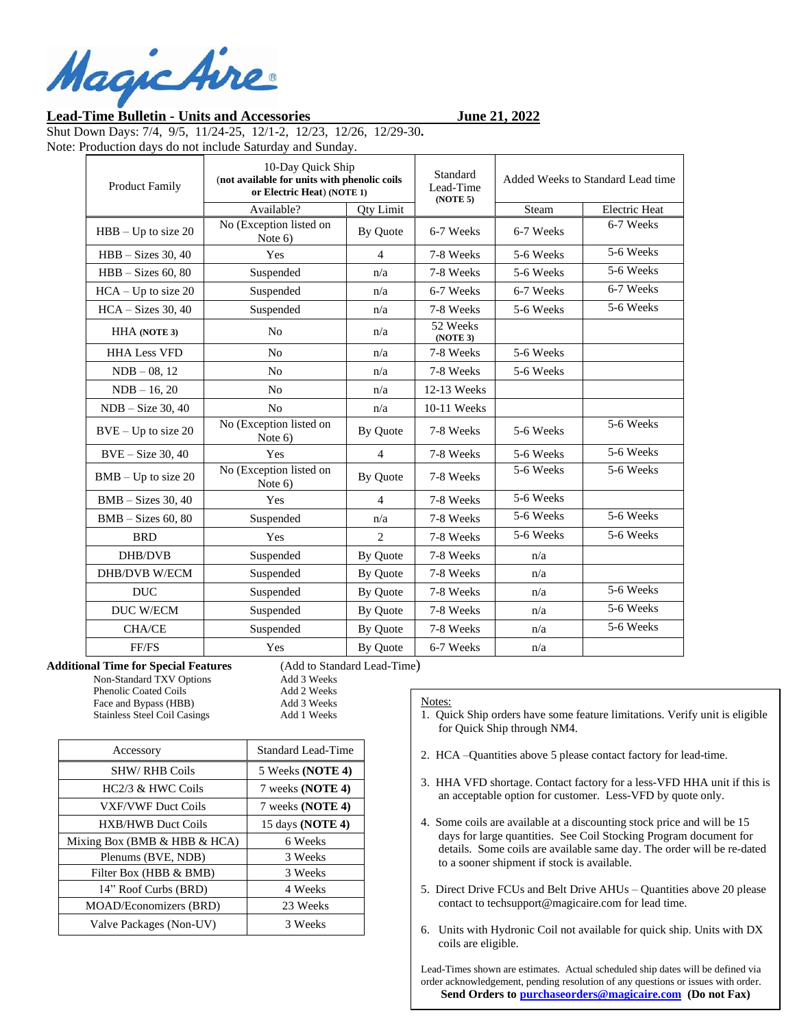**Magic Aire®**

**Lead-Time Bulletin - Units and Accessories** **June 21, 2022**

Shut Down Days: 7/4, 9/5, 11/24-25, 12/1-2, 12/23, 12/26, 12/29-30**.**

Note: Production days do not include Saturday and Sunday.

| Product Family | 10-Day Quick Ship (**not available for units with phenolic coils or Electric Heat**) **(NOTE 1)** | | Standard Lead-Time **(NOTE 5)** | Added Weeks to Standard Lead time | |
|---|---|---|---|---|---|
| | Available? | Qty Limit | | Steam | Electric Heat |
| HBB – Up to size 20 | No (Exception listed on Note 6) | By Quote | 6-7 Weeks | 6-7 Weeks | 6-7 Weeks |
| HBB – Sizes 30, 40 | Yes | 4 | 7-8 Weeks | 5-6 Weeks | 5-6 Weeks |
| HBB – Sizes 60, 80 | Suspended | n/a | 7-8 Weeks | 5-6 Weeks | 5-6 Weeks |
| HCA – Up to size 20 | Suspended | n/a | 6-7 Weeks | 6-7 Weeks | 6-7 Weeks |
| HCA – Sizes 30, 40 | Suspended | n/a | 7-8 Weeks | 5-6 Weeks | 5-6 Weeks |
| HHA **(NOTE 3)** | No | n/a | 52 Weeks **(NOTE 3)** | | |
| HHA Less VFD | No | n/a | 7-8 Weeks | 5-6 Weeks | |
| NDB – 08, 12 | No | n/a | 7-8 Weeks | 5-6 Weeks | |
| NDB – 16, 20 | No | n/a | 12-13 Weeks | | |
| NDB – Size 30, 40 | No | n/a | 10-11 Weeks | | |
| BVE – Up to size 20 | No (Exception listed on Note 6) | By Quote | 7-8 Weeks | 5-6 Weeks | 5-6 Weeks |
| BVE – Size 30, 40 | Yes | 4 | 7-8 Weeks | 5-6 Weeks | 5-6 Weeks |
| BMB – Up to size 20 | No (Exception listed on Note 6) | By Quote | 7-8 Weeks | 5-6 Weeks | 5-6 Weeks |
| BMB – Sizes 30, 40 | Yes | 4 | 7-8 Weeks | 5-6 Weeks | |
| BMB – Sizes 60, 80 | Suspended | n/a | 7-8 Weeks | 5-6 Weeks | 5-6 Weeks |
| BRD | Yes | 2 | 7-8 Weeks | 5-6 Weeks | 5-6 Weeks |
| DHB/DVB | Suspended | By Quote | 7-8 Weeks | n/a | |
| DHB/DVB W/ECM | Suspended | By Quote | 7-8 Weeks | n/a | |
| DUC | Suspended | By Quote | 7-8 Weeks | n/a | 5-6 Weeks |
| DUC W/ECM | Suspended | By Quote | 7-8 Weeks | n/a | 5-6 Weeks |
| CHA/CE | Suspended | By Quote | 7-8 Weeks | n/a | 5-6 Weeks |
| FF/FS | Yes | By Quote | 6-7 Weeks | n/a | |

**Additional Time for Special Features** (Add to Standard Lead-Time)

| Feature | Additional Time |
|---|---|
| Non-Standard TXV Options | Add 3 Weeks |
| Phenolic Coated Coils | Add 2 Weeks |
| Face and Bypass (HBB) | Add 3 Weeks |
| Stainless Steel Coil Casings | Add 1 Weeks |

| Accessory | Standard Lead-Time |
|---|---|
| SHW/ RHB Coils | 5 Weeks **(NOTE 4)** |
| HC2/3 & HWC Coils | 7 weeks **(NOTE 4)** |
| VXF/VWF Duct Coils | 7 weeks **(NOTE 4)** |
| HXB/HWB Duct Coils | 15 days **(NOTE 4)** |
| Mixing Box (BMB & HBB & HCA) | 6 Weeks |
| Plenums (BVE, NDB) | 3 Weeks |
| Filter Box (HBB & BMB) | 3 Weeks |
| 14" Roof Curbs (BRD) | 4 Weeks |
| MOAD/Economizers (BRD) | 23 Weeks |
| Valve Packages (Non-UV) | 3 Weeks |

Notes:

1. Quick Ship orders have some feature limitations. Verify unit is eligible for Quick Ship through NM4.
2. HCA –Quantities above 5 please contact factory for lead-time.
3. HHA VFD shortage. Contact factory for a less-VFD HHA unit if this is an acceptable option for customer. Less-VFD by quote only.
4. Some coils are available at a discounting stock price and will be 15 days for large quantities. See Coil Stocking Program document for details. Some coils are available same day. The order will be re-dated to a sooner shipment if stock is available.
5. Direct Drive FCUs and Belt Drive AHUs – Quantities above 20 please contact to techsupport@magicaire.com for lead time.
6. Units with Hydronic Coil not available for quick ship. Units with DX coils are eligible.

Lead-Times shown are estimates. Actual scheduled ship dates will be defined via order acknowledgement, pending resolution of any questions or issues with order.

**Send Orders to purchaseorders@magicaire.com (Do not Fax)**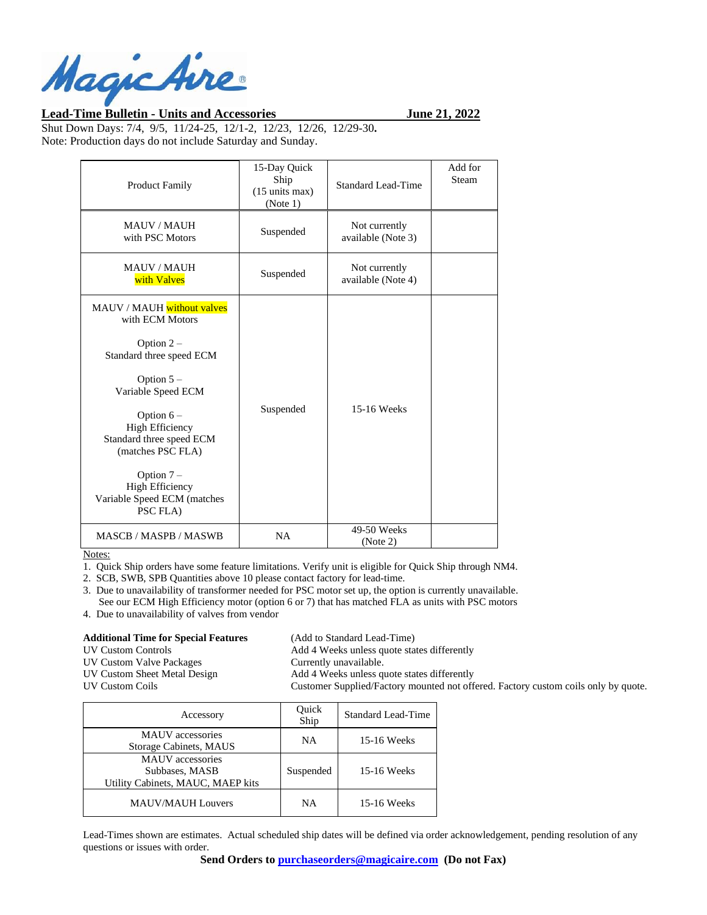**Lead-Time Bulletin - Units and Accessories** **June 21, 2022**

Shut Down Days: 7/4, 9/5, 11/24-25, 12/1-2, 12/23, 12/26, 12/29-30.
Note: Production days do not include Saturday and Sunday.

| Product Family | 15-Day Quick Ship (15 units max) (Note 1) | Standard Lead-Time | Add for Steam |
|---|---|---|---|
| MAUV / MAUH with PSC Motors | Suspended | Not currently available (Note 3) | |
| MAUV / MAUH with Valves | Suspended | Not currently available (Note 4) | |
| MAUV / MAUH without valves with ECM Motors<br><br>Option 2 – Standard three speed ECM<br><br>Option 5 – Variable Speed ECM<br><br>Option 6 – High Efficiency Standard three speed ECM (matches PSC FLA)<br><br>Option 7 – High Efficiency Variable Speed ECM (matches PSC FLA) | Suspended | 15-16 Weeks | |
| MASCB / MASPB / MASWB | NA | 49-50 Weeks (Note 2) | |

Notes:

1. Quick Ship orders have some feature limitations. Verify unit is eligible for Quick Ship through NM4.
2. SCB, SWB, SPB Quantities above 10 please contact factory for lead-time.
3. Due to unavailability of transformer needed for PSC motor set up, the option is currently unavailable. See our ECM High Efficiency motor (option 6 or 7) that has matched FLA as units with PSC motors
4. Due to unavailability of valves from vendor

| **Additional Time for Special Features** | (Add to Standard Lead-Time) |
|---|---|
| UV Custom Controls | Add 4 Weeks unless quote states differently |
| UV Custom Valve Packages | Currently unavailable. |
| UV Custom Sheet Metal Design | Add 4 Weeks unless quote states differently |
| UV Custom Coils | Customer Supplied/Factory mounted not offered. Factory custom coils only by quote. |

| Accessory | Quick Ship | Standard Lead-Time |
|---|---|---|
| MAUV accessories Storage Cabinets, MAUS | NA | 15-16 Weeks |
| MAUV accessories Subbases, MASB Utility Cabinets, MAUC, MAEP kits | Suspended | 15-16 Weeks |
| MAUV/MAUH Louvers | NA | 15-16 Weeks |

Lead-Times shown are estimates. Actual scheduled ship dates will be defined via order acknowledgement, pending resolution of any questions or issues with order.

**Send Orders to purchaseorders@magicaire.com (Do not Fax)**